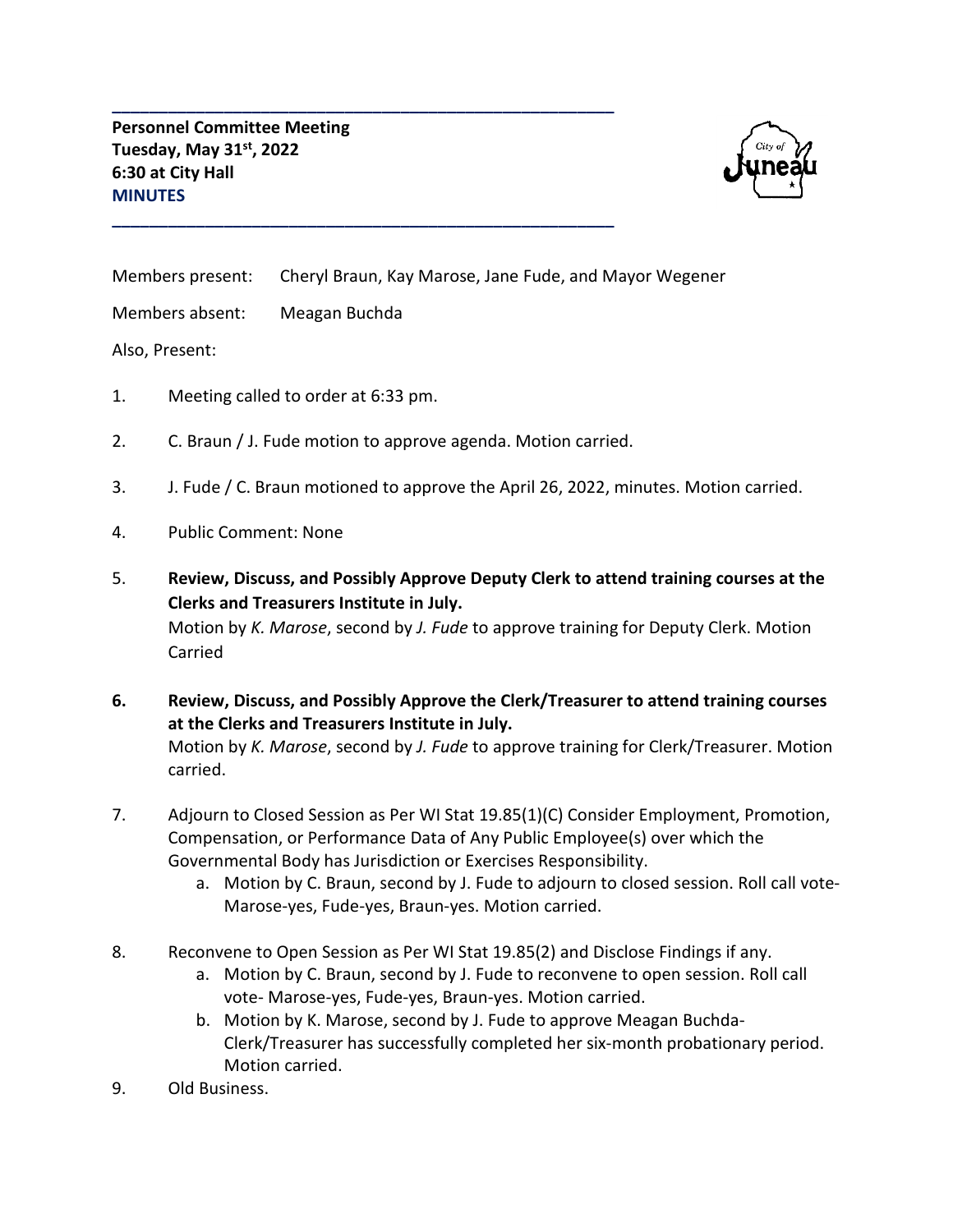**Personnel Committee Meeting**
**Tuesday, May 31st, 2022**
**6:30 at City Hall**
**MINUTES**

Members present: Cheryl Braun, Kay Marose, Jane Fude, and Mayor Wegener

Members absent: Meagan Buchda

Also, Present:

1. Meeting called to order at 6:33 pm.

2. C. Braun / J. Fude motion to approve agenda. Motion carried.

3. J. Fude / C. Braun motioned to approve the April 26, 2022, minutes. Motion carried.

4. Public Comment: None

5. **Review, Discuss, and Possibly Approve Deputy Clerk to attend training courses at the Clerks and Treasurers Institute in July.**
   Motion by *K. Marose*, second by *J. Fude* to approve training for Deputy Clerk. Motion Carried

6. **Review, Discuss, and Possibly Approve the Clerk/Treasurer to attend training courses at the Clerks and Treasurers Institute in July.**
   Motion by *K. Marose*, second by *J. Fude* to approve training for Clerk/Treasurer. Motion carried.

7. Adjourn to Closed Session as Per WI Stat 19.85(1)(C) Consider Employment, Promotion, Compensation, or Performance Data of Any Public Employee(s) over which the Governmental Body has Jurisdiction or Exercises Responsibility.
   a. Motion by C. Braun, second by J. Fude to adjourn to closed session. Roll call vote- Marose-yes, Fude-yes, Braun-yes. Motion carried.

8. Reconvene to Open Session as Per WI Stat 19.85(2) and Disclose Findings if any.
   a. Motion by C. Braun, second by J. Fude to reconvene to open session. Roll call vote- Marose-yes, Fude-yes, Braun-yes. Motion carried.
   b. Motion by K. Marose, second by J. Fude to approve Meagan Buchda-Clerk/Treasurer has successfully completed her six-month probationary period. Motion carried.

9. Old Business.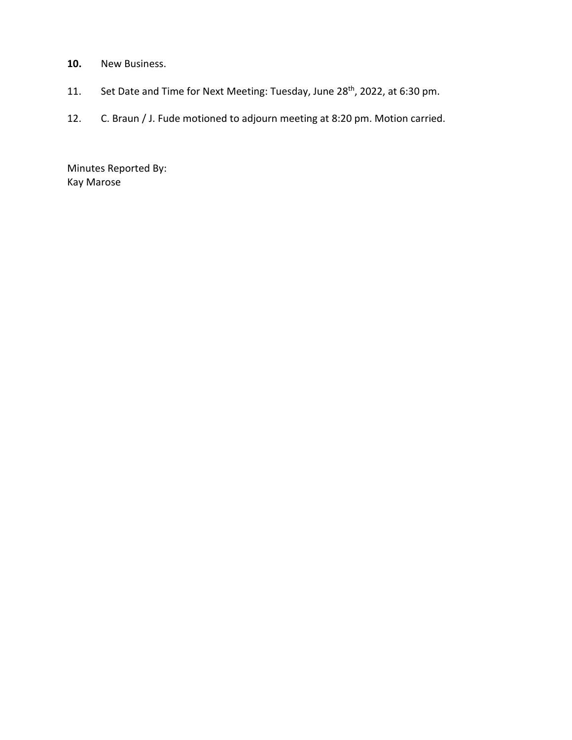**10.** New Business.

11. Set Date and Time for Next Meeting: Tuesday, June 28th, 2022, at 6:30 pm.

12. C. Braun / J. Fude motioned to adjourn meeting at 8:20 pm. Motion carried.

Minutes Reported By:
Kay Marose